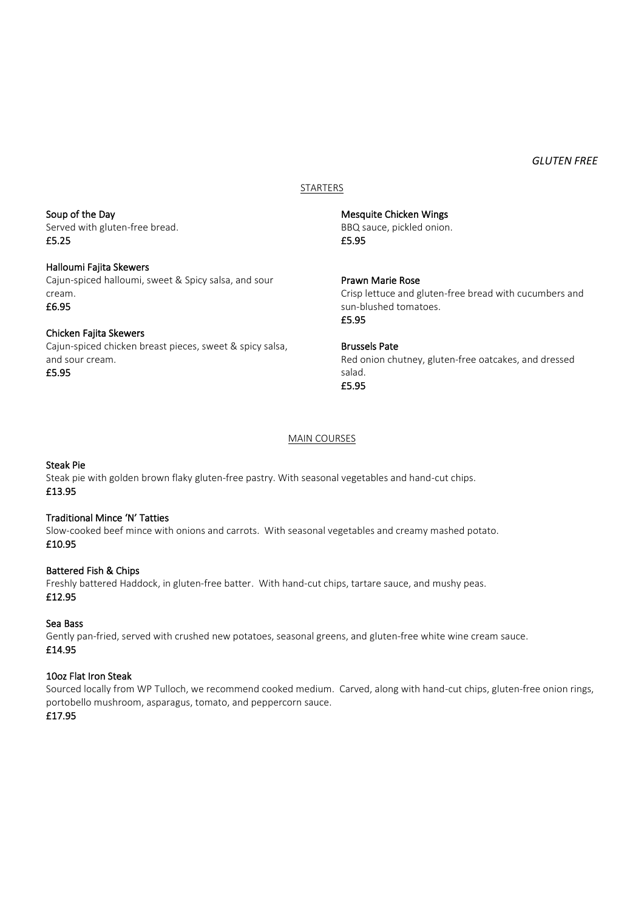*GLUTEN FREE*

## STARTERS

**Soup of the Day**
Served with gluten-free bread.
**£5.25**

**Halloumi Fajita Skewers**
Cajun-spiced halloumi, sweet & Spicy salsa, and sour cream.
**£6.95**

**Chicken Fajita Skewers**
Cajun-spiced chicken breast pieces, sweet & spicy salsa, and sour cream.
**£5.95**

**Mesquite Chicken Wings**
BBQ sauce, pickled onion.
**£5.95**

**Prawn Marie Rose**
Crisp lettuce and gluten-free bread with cucumbers and sun-blushed tomatoes.
**£5.95**

**Brussels Pate**
Red onion chutney, gluten-free oatcakes, and dressed salad.
**£5.95**

## MAIN COURSES

**Steak Pie**
Steak pie with golden brown flaky gluten-free pastry. With seasonal vegetables and hand-cut chips.
**£13.95**

**Traditional Mince 'N' Tatties**
Slow-cooked beef mince with onions and carrots. With seasonal vegetables and creamy mashed potato.
**£10.95**

**Battered Fish & Chips**
Freshly battered Haddock, in gluten-free batter. With hand-cut chips, tartare sauce, and mushy peas.
**£12.95**

**Sea Bass**
Gently pan-fried, served with crushed new potatoes, seasonal greens, and gluten-free white wine cream sauce.
**£14.95**

**10oz Flat Iron Steak**
Sourced locally from WP Tulloch, we recommend cooked medium. Carved, along with hand-cut chips, gluten-free onion rings, portobello mushroom, asparagus, tomato, and peppercorn sauce.
**£17.95**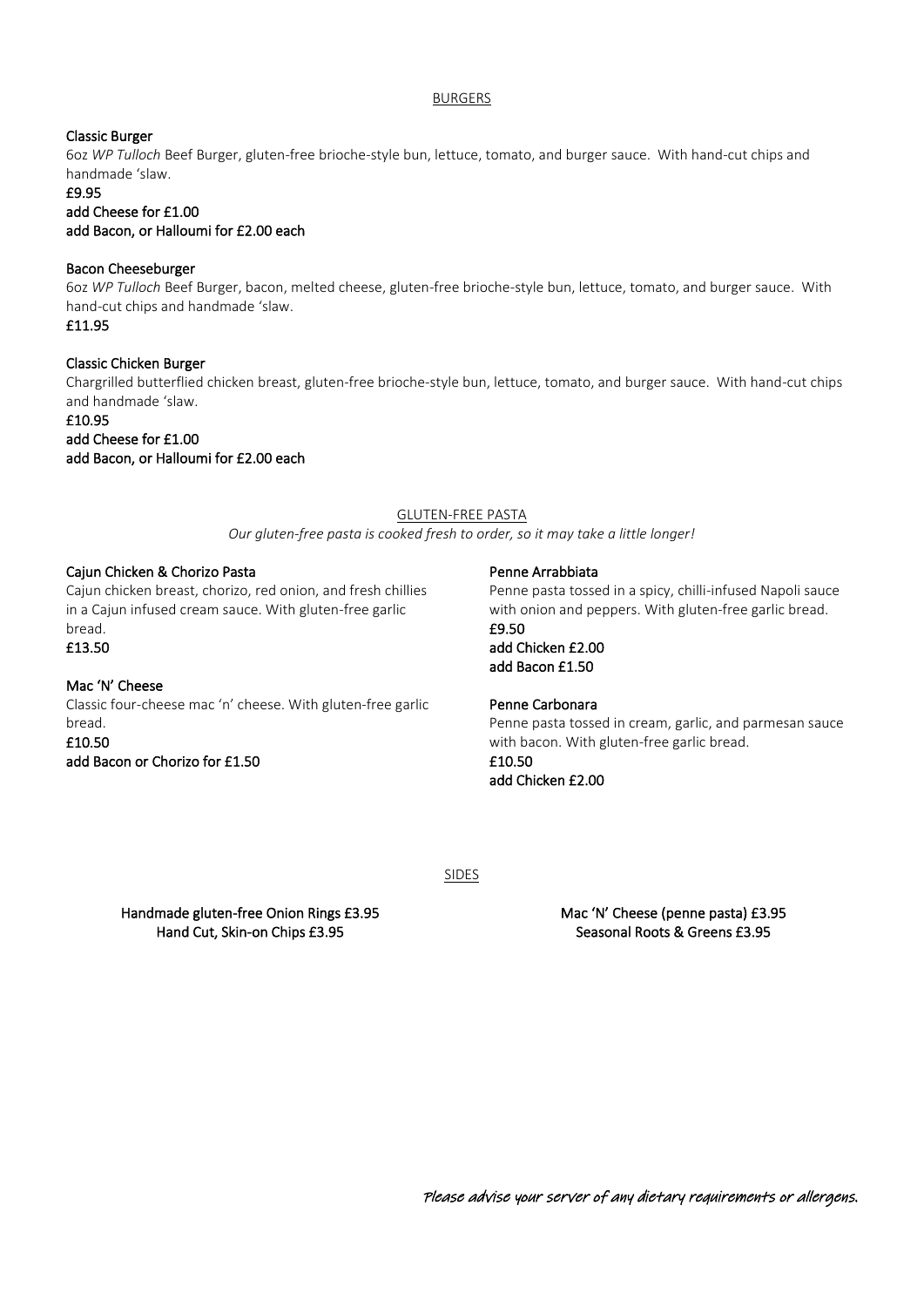## BURGERS

### Classic Burger

6oz *WP Tulloch* Beef Burger, gluten-free brioche-style bun, lettuce, tomato, and burger sauce. With hand-cut chips and handmade 'slaw.

**£9.95**

**add Cheese for £1.00**

**add Bacon, or Halloumi for £2.00 each**

### Bacon Cheeseburger

6oz *WP Tulloch* Beef Burger, bacon, melted cheese, gluten-free brioche-style bun, lettuce, tomato, and burger sauce. With hand-cut chips and handmade 'slaw.

**£11.95**

### Classic Chicken Burger

Chargrilled butterflied chicken breast, gluten-free brioche-style bun, lettuce, tomato, and burger sauce. With hand-cut chips and handmade 'slaw.

**£10.95**

**add Cheese for £1.00**

**add Bacon, or Halloumi for £2.00 each**

## GLUTEN-FREE PASTA

*Our gluten-free pasta is cooked fresh to order, so it may take a little longer!*

### Cajun Chicken & Chorizo Pasta

Cajun chicken breast, chorizo, red onion, and fresh chillies in a Cajun infused cream sauce. With gluten-free garlic bread.

**£13.50**

### Mac 'N' Cheese

Classic four-cheese mac 'n' cheese. With gluten-free garlic bread.

**£10.50**

**add Bacon or Chorizo for £1.50**

### Penne Arrabbiata

Penne pasta tossed in a spicy, chilli-infused Napoli sauce with onion and peppers. With gluten-free garlic bread.

**£9.50**

**add Chicken £2.00**

**add Bacon £1.50**

### Penne Carbonara

Penne pasta tossed in cream, garlic, and parmesan sauce with bacon. With gluten-free garlic bread.

**£10.50**

**add Chicken £2.00**

## SIDES

Handmade gluten-free Onion Rings £3.95

Hand Cut, Skin-on Chips £3.95

Mac 'N' Cheese (penne pasta) £3.95

Seasonal Roots & Greens £3.95

*Please advise your server of any dietary requirements or allergens.*